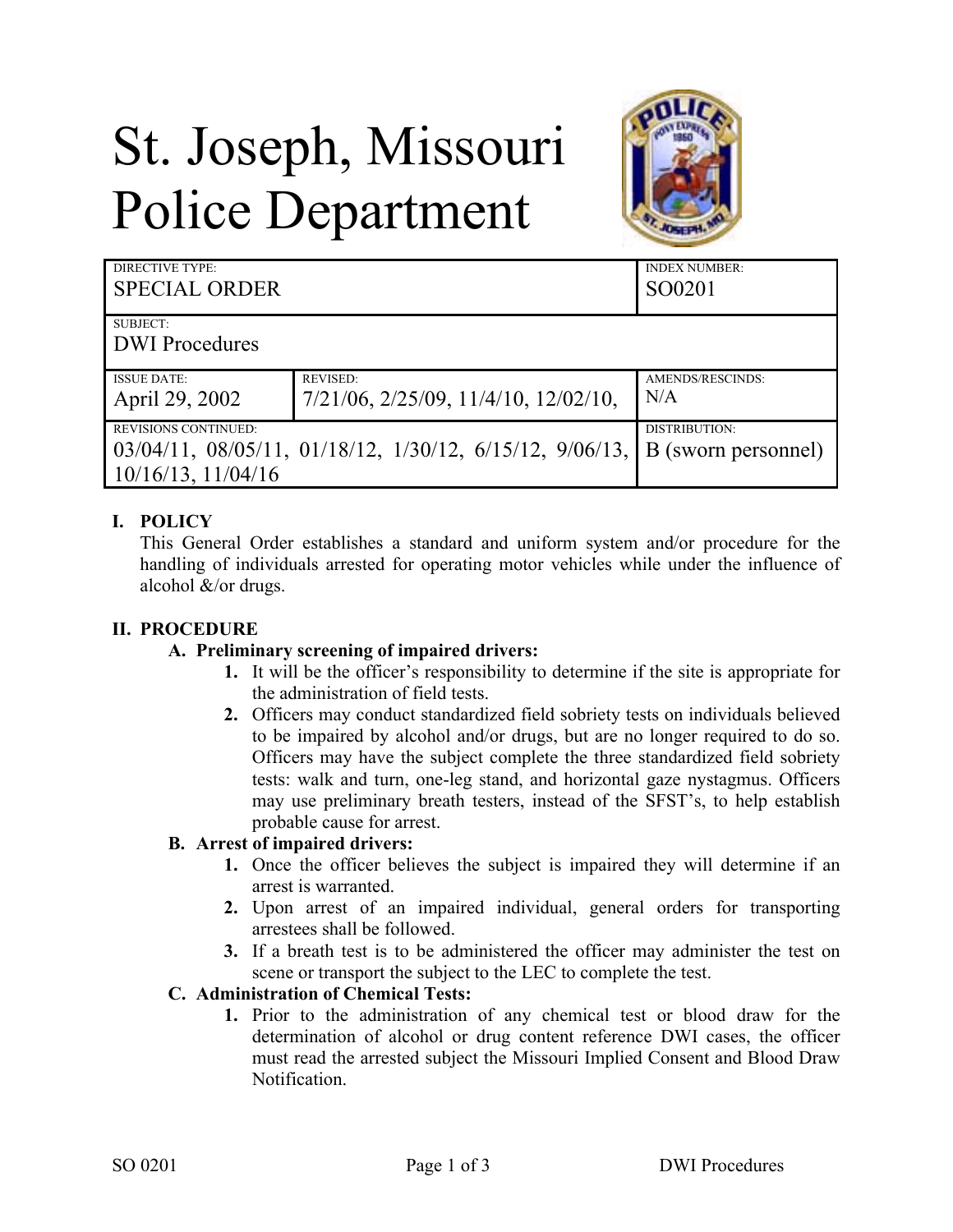# St. Joseph, Missouri Police Department

| DIRECTIVE TYPE: SPECIAL ORDER | | INDEX NUMBER: SO0201 |
|---|---|---|
| SUBJECT: DWI Procedures | | |
| ISSUE DATE: April 29, 2002 | REVISED: 7/21/06, 2/25/09, 11/4/10, 12/02/10, | AMENDS/RESCINDS: N/A |
| REVISIONS CONTINUED: 03/04/11, 08/05/11, 01/18/12, 1/30/12, 6/15/12, 9/06/13, 10/16/13, 11/04/16 | | DISTRIBUTION: B (sworn personnel) |

## I. POLICY

This General Order establishes a standard and uniform system and/or procedure for the handling of individuals arrested for operating motor vehicles while under the influence of alcohol &/or drugs.

## II. PROCEDURE

### A. Preliminary screening of impaired drivers:

1. It will be the officer's responsibility to determine if the site is appropriate for the administration of field tests.
2. Officers may conduct standardized field sobriety tests on individuals believed to be impaired by alcohol and/or drugs, but are no longer required to do so. Officers may have the subject complete the three standardized field sobriety tests: walk and turn, one-leg stand, and horizontal gaze nystagmus. Officers may use preliminary breath testers, instead of the SFST's, to help establish probable cause for arrest.

### B. Arrest of impaired drivers:

1. Once the officer believes the subject is impaired they will determine if an arrest is warranted.
2. Upon arrest of an impaired individual, general orders for transporting arrestees shall be followed.
3. If a breath test is to be administered the officer may administer the test on scene or transport the subject to the LEC to complete the test.

### C. Administration of Chemical Tests:

1. Prior to the administration of any chemical test or blood draw for the determination of alcohol or drug content reference DWI cases, the officer must read the arrested subject the Missouri Implied Consent and Blood Draw Notification.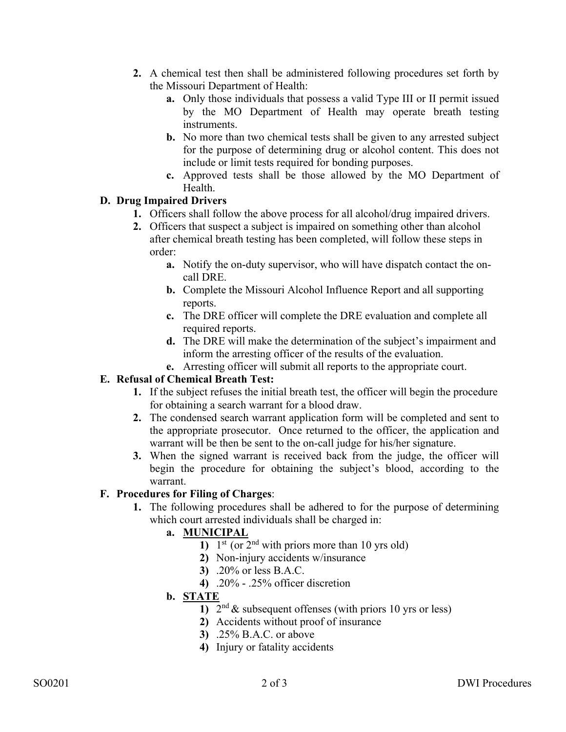2. A chemical test then shall be administered following procedures set forth by the Missouri Department of Health:
   a. Only those individuals that possess a valid Type III or II permit issued by the MO Department of Health may operate breath testing instruments.
   b. No more than two chemical tests shall be given to any arrested subject for the purpose of determining drug or alcohol content. This does not include or limit tests required for bonding purposes.
   c. Approved tests shall be those allowed by the MO Department of Health.

**D. Drug Impaired Drivers**

1. Officers shall follow the above process for all alcohol/drug impaired drivers.
2. Officers that suspect a subject is impaired on something other than alcohol after chemical breath testing has been completed, will follow these steps in order:
   a. Notify the on-duty supervisor, who will have dispatch contact the on-call DRE.
   b. Complete the Missouri Alcohol Influence Report and all supporting reports.
   c. The DRE officer will complete the DRE evaluation and complete all required reports.
   d. The DRE will make the determination of the subject's impairment and inform the arresting officer of the results of the evaluation.
   e. Arresting officer will submit all reports to the appropriate court.

**E. Refusal of Chemical Breath Test:**

1. If the subject refuses the initial breath test, the officer will begin the procedure for obtaining a search warrant for a blood draw.
2. The condensed search warrant application form will be completed and sent to the appropriate prosecutor. Once returned to the officer, the application and warrant will be then be sent to the on-call judge for his/her signature.
3. When the signed warrant is received back from the judge, the officer will begin the procedure for obtaining the subject's blood, according to the warrant.

**F. Procedures for Filing of Charges**:

1. The following procedures shall be adhered to for the purpose of determining which court arrested individuals shall be charged in:
   a. **MUNICIPAL**
      1) 1st (or 2nd with priors more than 10 yrs old)
      2) Non-injury accidents w/insurance
      3) .20% or less B.A.C.
      4) .20% - .25% officer discretion
   b. **STATE**
      1) 2nd & subsequent offenses (with priors 10 yrs or less)
      2) Accidents without proof of insurance
      3) .25% B.A.C. or above
      4) Injury or fatality accidents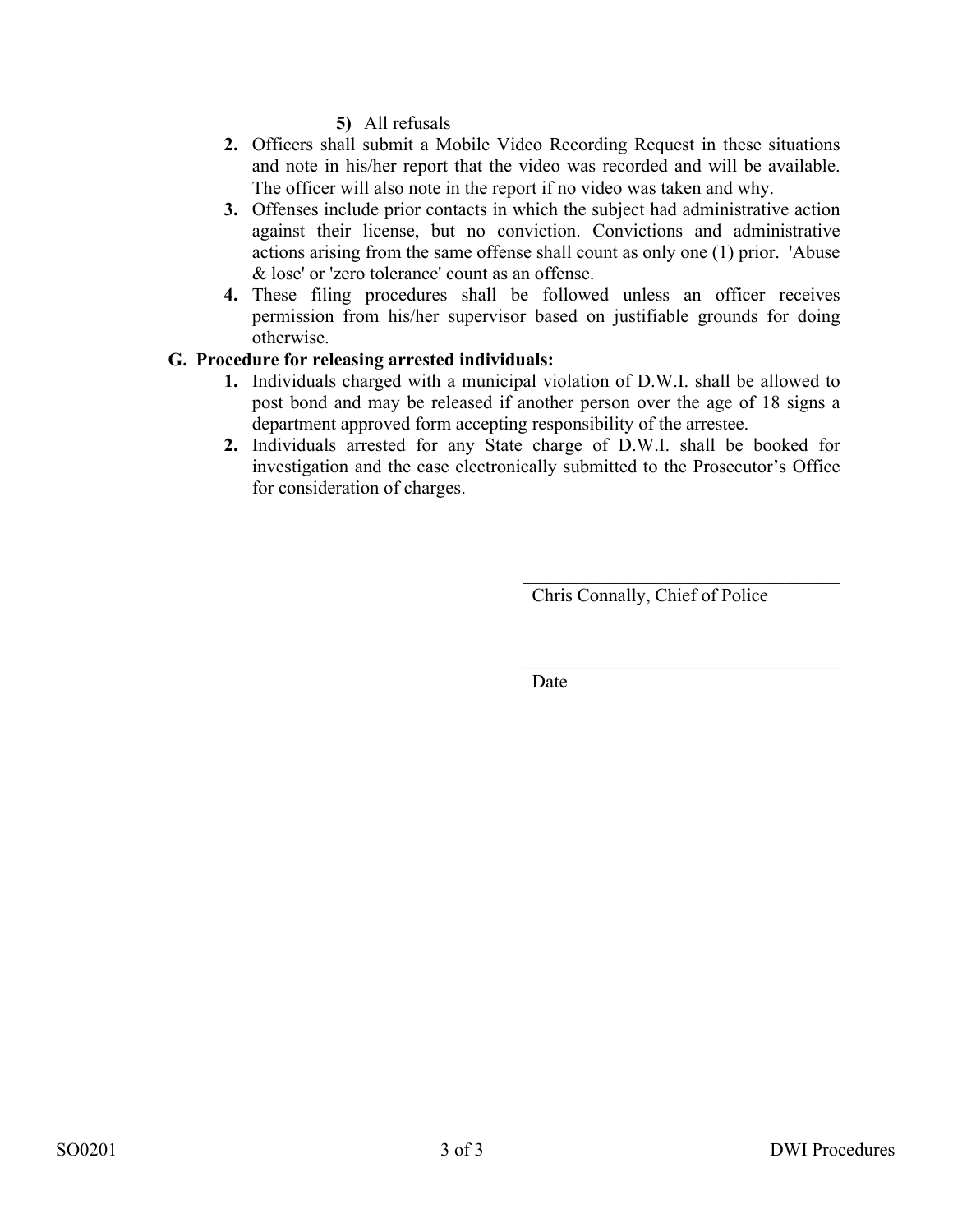5) All refusals

2. Officers shall submit a Mobile Video Recording Request in these situations and note in his/her report that the video was recorded and will be available. The officer will also note in the report if no video was taken and why.
3. Offenses include prior contacts in which the subject had administrative action against their license, but no conviction. Convictions and administrative actions arising from the same offense shall count as only one (1) prior. 'Abuse & lose' or 'zero tolerance' count as an offense.
4. These filing procedures shall be followed unless an officer receives permission from his/her supervisor based on justifiable grounds for doing otherwise.

**G. Procedure for releasing arrested individuals:**

1. Individuals charged with a municipal violation of D.W.I. shall be allowed to post bond and may be released if another person over the age of 18 signs a department approved form accepting responsibility of the arrestee.
2. Individuals arrested for any State charge of D.W.I. shall be booked for investigation and the case electronically submitted to the Prosecutor's Office for consideration of charges.

\_\_\_\_\_\_\_\_\_\_\_\_\_\_\_\_\_\_\_\_\_\_\_\_\_\_\_\_\_\_\_\_

Chris Connally, Chief of Police

\_\_\_\_\_\_\_\_\_\_\_\_\_\_\_\_\_\_\_\_\_\_\_\_\_\_\_\_\_\_\_\_

Date